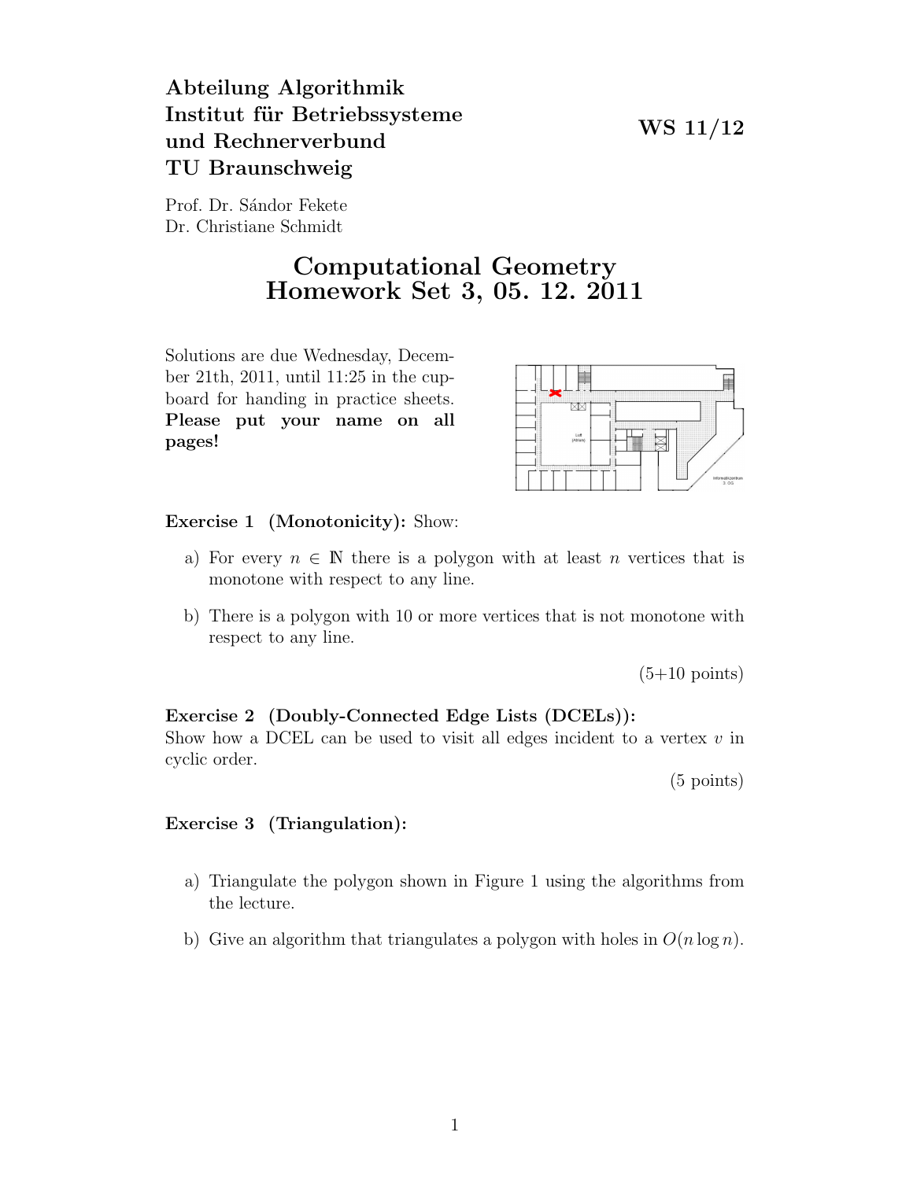**Abteilung Algorithmik**
**Institut für Betriebssysteme**
**und Rechnerverbund**
**TU Braunschweig**

**WS 11/12**

Prof. Dr. Sándor Fekete
Dr. Christiane Schmidt

# Computational Geometry
# Homework Set 3, 05. 12. 2011

Solutions are due Wednesday, December 21th, 2011, until 11:25 in the cupboard for handing in practice sheets. **Please put your name on all pages!**

**Exercise 1 (Monotonicity):** Show:

a) For every $n \in \mathbb{N}$ there is a polygon with at least $n$ vertices that is monotone with respect to any line.

b) There is a polygon with 10 or more vertices that is not monotone with respect to any line.

(5+10 points)

**Exercise 2 (Doubly-Connected Edge Lists (DCELs)):**
Show how a DCEL can be used to visit all edges incident to a vertex $v$ in cyclic order.

(5 points)

**Exercise 3 (Triangulation):**

a) Triangulate the polygon shown in Figure 1 using the algorithms from the lecture.

b) Give an algorithm that triangulates a polygon with holes in $O(n \log n)$.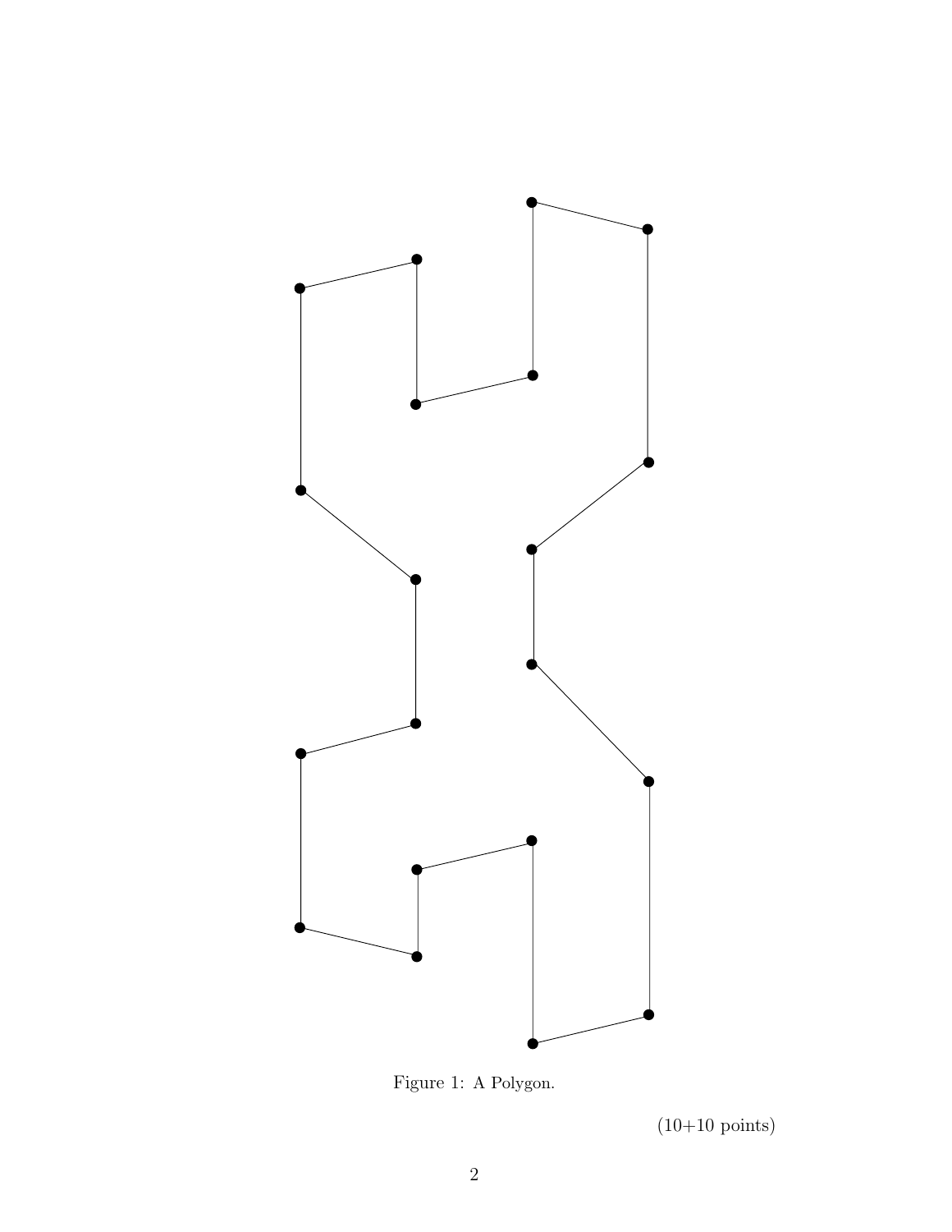Figure 1: A Polygon.

(10+10 points)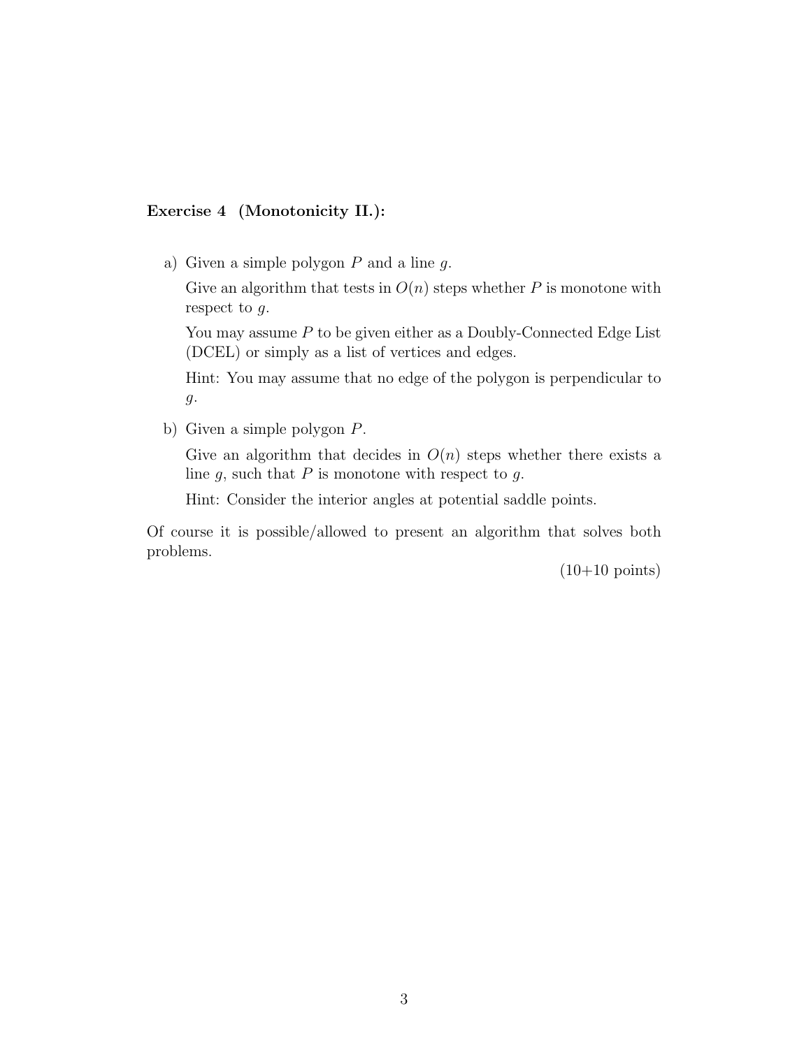**Exercise 4 (Monotonicity II.):**

a) Given a simple polygon $P$ and a line $g$.

   Give an algorithm that tests in $O(n)$ steps whether $P$ is monotone with respect to $g$.

   You may assume $P$ to be given either as a Doubly-Connected Edge List (DCEL) or simply as a list of vertices and edges.

   Hint: You may assume that no edge of the polygon is perpendicular to $g$.

b) Given a simple polygon $P$.

   Give an algorithm that decides in $O(n)$ steps whether there exists a line $g$, such that $P$ is monotone with respect to $g$.

   Hint: Consider the interior angles at potential saddle points.

Of course it is possible/allowed to present an algorithm that solves both problems.

(10+10 points)